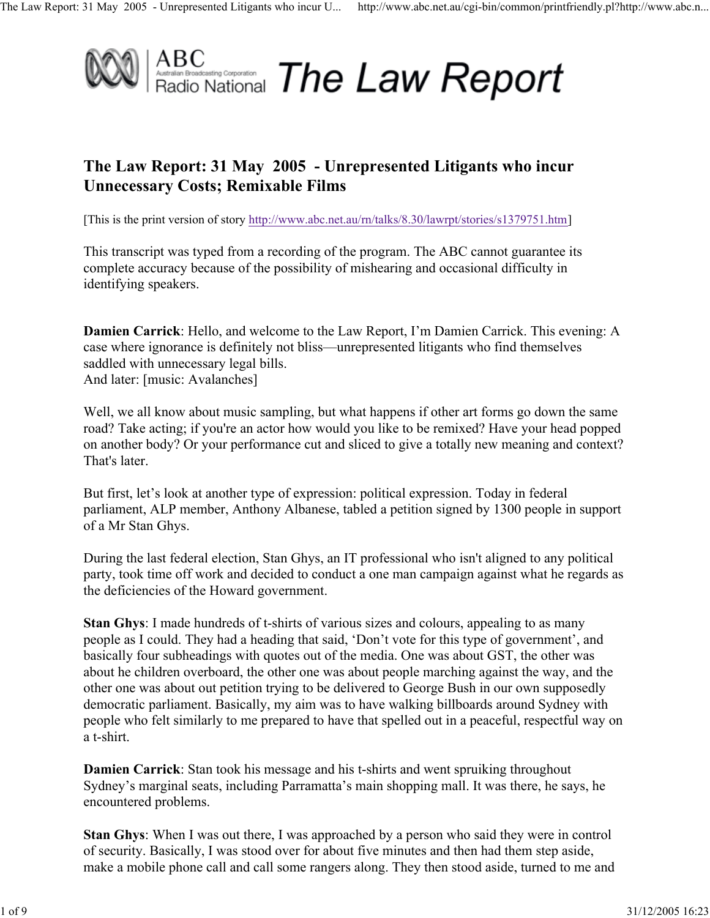# The Law Report: 31 May 2005 - Unrepresented Litigants who incur Unnecessary Costs; Remixable Films

[This is the print version of story http://www.abc.net.au/rn/talks/8.30/lawrpt/stories/s1379751.htm]

This transcript was typed from a recording of the program. The ABC cannot guarantee its complete accuracy because of the possibility of mishearing and occasional difficulty in identifying speakers.

**Damien Carrick**: Hello, and welcome to the Law Report, I'm Damien Carrick. This evening: A case where ignorance is definitely not bliss—unrepresented litigants who find themselves saddled with unnecessary legal bills.
And later: [music: Avalanches]

Well, we all know about music sampling, but what happens if other art forms go down the same road? Take acting; if you're an actor how would you like to be remixed? Have your head popped on another body? Or your performance cut and sliced to give a totally new meaning and context? That's later.

But first, let's look at another type of expression: political expression. Today in federal parliament, ALP member, Anthony Albanese, tabled a petition signed by 1300 people in support of a Mr Stan Ghys.

During the last federal election, Stan Ghys, an IT professional who isn't aligned to any political party, took time off work and decided to conduct a one man campaign against what he regards as the deficiencies of the Howard government.

**Stan Ghys**: I made hundreds of t-shirts of various sizes and colours, appealing to as many people as I could. They had a heading that said, 'Don't vote for this type of government', and basically four subheadings with quotes out of the media. One was about GST, the other was about he children overboard, the other one was about people marching against the way, and the other one was about out petition trying to be delivered to George Bush in our own supposedly democratic parliament. Basically, my aim was to have walking billboards around Sydney with people who felt similarly to me prepared to have that spelled out in a peaceful, respectful way on a t-shirt.

**Damien Carrick**: Stan took his message and his t-shirts and went spruiking throughout Sydney's marginal seats, including Parramatta's main shopping mall. It was there, he says, he encountered problems.

**Stan Ghys**: When I was out there, I was approached by a person who said they were in control of security. Basically, I was stood over for about five minutes and then had them step aside, make a mobile phone call and call some rangers along. They then stood aside, turned to me and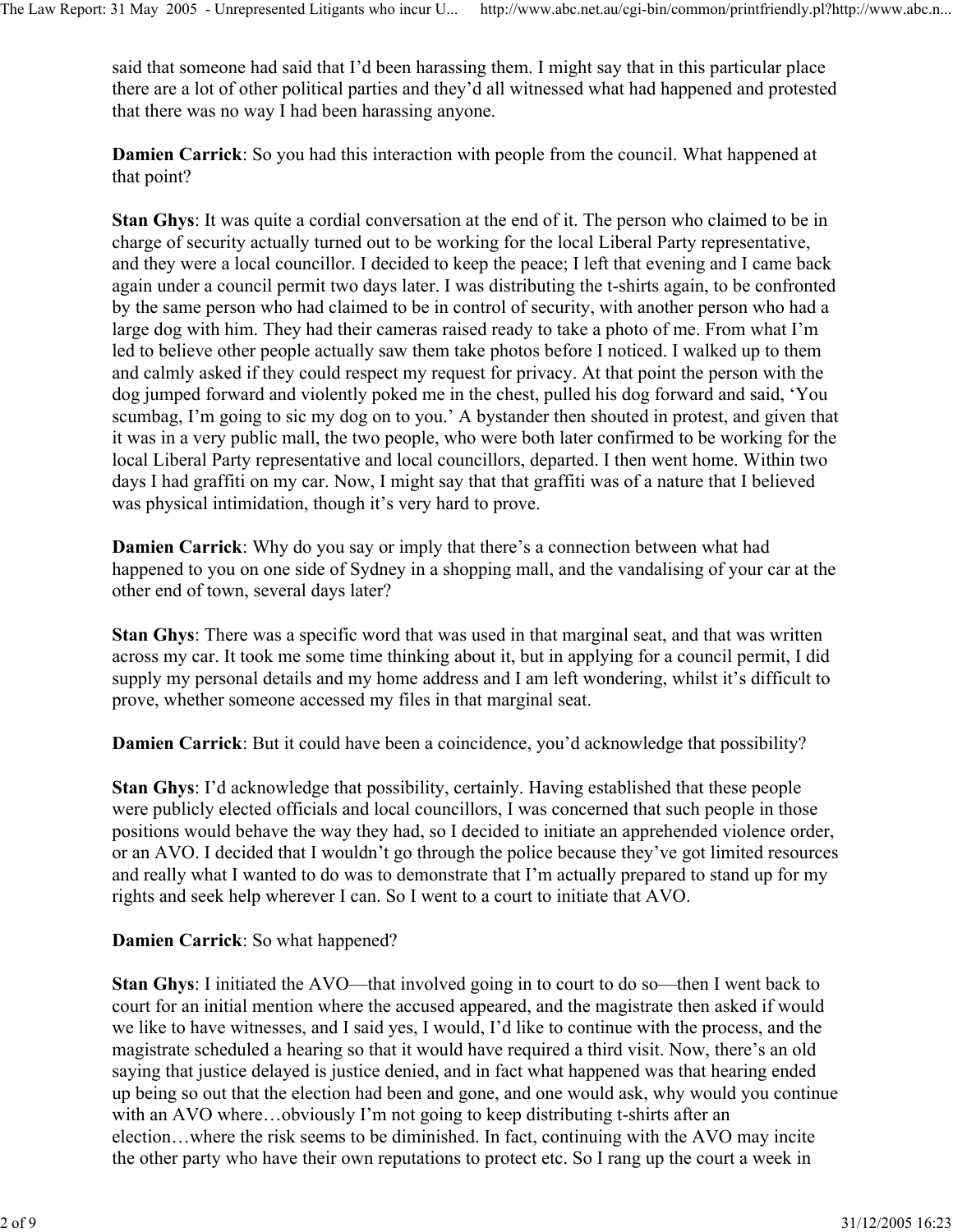said that someone had said that I'd been harassing them. I might say that in this particular place there are a lot of other political parties and they'd all witnessed what had happened and protested that there was no way I had been harassing anyone.

**Damien Carrick**: So you had this interaction with people from the council. What happened at that point?

**Stan Ghys**: It was quite a cordial conversation at the end of it. The person who claimed to be in charge of security actually turned out to be working for the local Liberal Party representative, and they were a local councillor. I decided to keep the peace; I left that evening and I came back again under a council permit two days later. I was distributing the t-shirts again, to be confronted by the same person who had claimed to be in control of security, with another person who had a large dog with him. They had their cameras raised ready to take a photo of me. From what I'm led to believe other people actually saw them take photos before I noticed. I walked up to them and calmly asked if they could respect my request for privacy. At that point the person with the dog jumped forward and violently poked me in the chest, pulled his dog forward and said, 'You scumbag, I'm going to sic my dog on to you.' A bystander then shouted in protest, and given that it was in a very public mall, the two people, who were both later confirmed to be working for the local Liberal Party representative and local councillors, departed. I then went home. Within two days I had graffiti on my car. Now, I might say that that graffiti was of a nature that I believed was physical intimidation, though it's very hard to prove.

**Damien Carrick**: Why do you say or imply that there's a connection between what had happened to you on one side of Sydney in a shopping mall, and the vandalising of your car at the other end of town, several days later?

**Stan Ghys**: There was a specific word that was used in that marginal seat, and that was written across my car. It took me some time thinking about it, but in applying for a council permit, I did supply my personal details and my home address and I am left wondering, whilst it's difficult to prove, whether someone accessed my files in that marginal seat.

**Damien Carrick**: But it could have been a coincidence, you'd acknowledge that possibility?

**Stan Ghys**: I'd acknowledge that possibility, certainly. Having established that these people were publicly elected officials and local councillors, I was concerned that such people in those positions would behave the way they had, so I decided to initiate an apprehended violence order, or an AVO. I decided that I wouldn't go through the police because they've got limited resources and really what I wanted to do was to demonstrate that I'm actually prepared to stand up for my rights and seek help wherever I can. So I went to a court to initiate that AVO.

**Damien Carrick**: So what happened?

**Stan Ghys**: I initiated the AVO—that involved going in to court to do so—then I went back to court for an initial mention where the accused appeared, and the magistrate then asked if would we like to have witnesses, and I said yes, I would, I'd like to continue with the process, and the magistrate scheduled a hearing so that it would have required a third visit. Now, there's an old saying that justice delayed is justice denied, and in fact what happened was that hearing ended up being so out that the election had been and gone, and one would ask, why would you continue with an AVO where…obviously I'm not going to keep distributing t-shirts after an election…where the risk seems to be diminished. In fact, continuing with the AVO may incite the other party who have their own reputations to protect etc. So I rang up the court a week in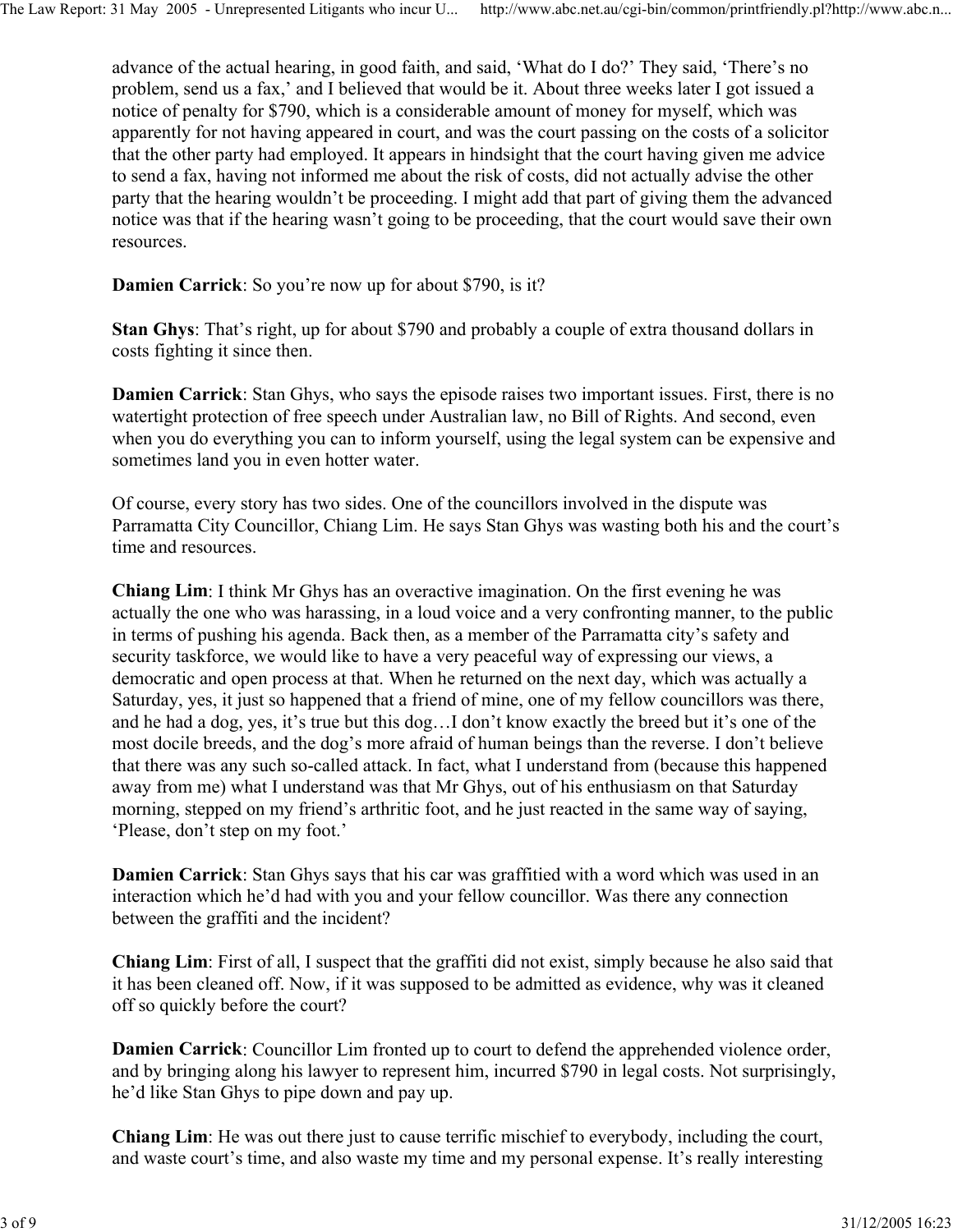advance of the actual hearing, in good faith, and said, 'What do I do?' They said, 'There's no problem, send us a fax,' and I believed that would be it. About three weeks later I got issued a notice of penalty for $790, which is a considerable amount of money for myself, which was apparently for not having appeared in court, and was the court passing on the costs of a solicitor that the other party had employed. It appears in hindsight that the court having given me advice to send a fax, having not informed me about the risk of costs, did not actually advise the other party that the hearing wouldn't be proceeding. I might add that part of giving them the advanced notice was that if the hearing wasn't going to be proceeding, that the court would save their own resources.

**Damien Carrick**: So you're now up for about $790, is it?

**Stan Ghys**: That's right, up for about $790 and probably a couple of extra thousand dollars in costs fighting it since then.

**Damien Carrick**: Stan Ghys, who says the episode raises two important issues. First, there is no watertight protection of free speech under Australian law, no Bill of Rights. And second, even when you do everything you can to inform yourself, using the legal system can be expensive and sometimes land you in even hotter water.

Of course, every story has two sides. One of the councillors involved in the dispute was Parramatta City Councillor, Chiang Lim. He says Stan Ghys was wasting both his and the court's time and resources.

**Chiang Lim**: I think Mr Ghys has an overactive imagination. On the first evening he was actually the one who was harassing, in a loud voice and a very confronting manner, to the public in terms of pushing his agenda. Back then, as a member of the Parramatta city's safety and security taskforce, we would like to have a very peaceful way of expressing our views, a democratic and open process at that. When he returned on the next day, which was actually a Saturday, yes, it just so happened that a friend of mine, one of my fellow councillors was there, and he had a dog, yes, it's true but this dog…I don't know exactly the breed but it's one of the most docile breeds, and the dog's more afraid of human beings than the reverse. I don't believe that there was any such so-called attack. In fact, what I understand from (because this happened away from me) what I understand was that Mr Ghys, out of his enthusiasm on that Saturday morning, stepped on my friend's arthritic foot, and he just reacted in the same way of saying, 'Please, don't step on my foot.'

**Damien Carrick**: Stan Ghys says that his car was graffitied with a word which was used in an interaction which he'd had with you and your fellow councillor. Was there any connection between the graffiti and the incident?

**Chiang Lim**: First of all, I suspect that the graffiti did not exist, simply because he also said that it has been cleaned off. Now, if it was supposed to be admitted as evidence, why was it cleaned off so quickly before the court?

**Damien Carrick**: Councillor Lim fronted up to court to defend the apprehended violence order, and by bringing along his lawyer to represent him, incurred $790 in legal costs. Not surprisingly, he'd like Stan Ghys to pipe down and pay up.

**Chiang Lim**: He was out there just to cause terrific mischief to everybody, including the court, and waste court's time, and also waste my time and my personal expense. It's really interesting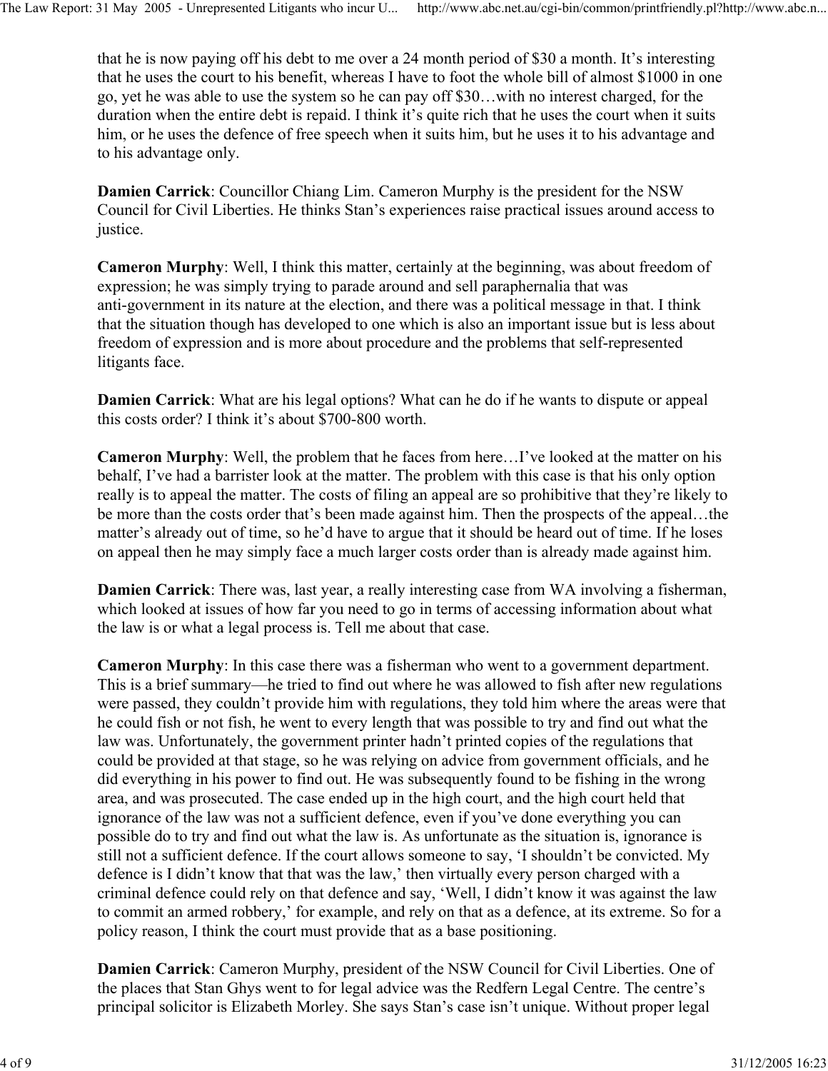that he is now paying off his debt to me over a 24 month period of $30 a month. It's interesting that he uses the court to his benefit, whereas I have to foot the whole bill of almost $1000 in one go, yet he was able to use the system so he can pay off $30…with no interest charged, for the duration when the entire debt is repaid. I think it's quite rich that he uses the court when it suits him, or he uses the defence of free speech when it suits him, but he uses it to his advantage and to his advantage only.

**Damien Carrick**: Councillor Chiang Lim. Cameron Murphy is the president for the NSW Council for Civil Liberties. He thinks Stan's experiences raise practical issues around access to justice.

**Cameron Murphy**: Well, I think this matter, certainly at the beginning, was about freedom of expression; he was simply trying to parade around and sell paraphernalia that was anti-government in its nature at the election, and there was a political message in that. I think that the situation though has developed to one which is also an important issue but is less about freedom of expression and is more about procedure and the problems that self-represented litigants face.

**Damien Carrick**: What are his legal options? What can he do if he wants to dispute or appeal this costs order? I think it's about $700-800 worth.

**Cameron Murphy**: Well, the problem that he faces from here…I've looked at the matter on his behalf, I've had a barrister look at the matter. The problem with this case is that his only option really is to appeal the matter. The costs of filing an appeal are so prohibitive that they're likely to be more than the costs order that's been made against him. Then the prospects of the appeal…the matter's already out of time, so he'd have to argue that it should be heard out of time. If he loses on appeal then he may simply face a much larger costs order than is already made against him.

**Damien Carrick**: There was, last year, a really interesting case from WA involving a fisherman, which looked at issues of how far you need to go in terms of accessing information about what the law is or what a legal process is. Tell me about that case.

**Cameron Murphy**: In this case there was a fisherman who went to a government department. This is a brief summary—he tried to find out where he was allowed to fish after new regulations were passed, they couldn't provide him with regulations, they told him where the areas were that he could fish or not fish, he went to every length that was possible to try and find out what the law was. Unfortunately, the government printer hadn't printed copies of the regulations that could be provided at that stage, so he was relying on advice from government officials, and he did everything in his power to find out. He was subsequently found to be fishing in the wrong area, and was prosecuted. The case ended up in the high court, and the high court held that ignorance of the law was not a sufficient defence, even if you've done everything you can possible do to try and find out what the law is. As unfortunate as the situation is, ignorance is still not a sufficient defence. If the court allows someone to say, 'I shouldn't be convicted. My defence is I didn't know that that was the law,' then virtually every person charged with a criminal defence could rely on that defence and say, 'Well, I didn't know it was against the law to commit an armed robbery,' for example, and rely on that as a defence, at its extreme. So for a policy reason, I think the court must provide that as a base positioning.

**Damien Carrick**: Cameron Murphy, president of the NSW Council for Civil Liberties. One of the places that Stan Ghys went to for legal advice was the Redfern Legal Centre. The centre's principal solicitor is Elizabeth Morley. She says Stan's case isn't unique. Without proper legal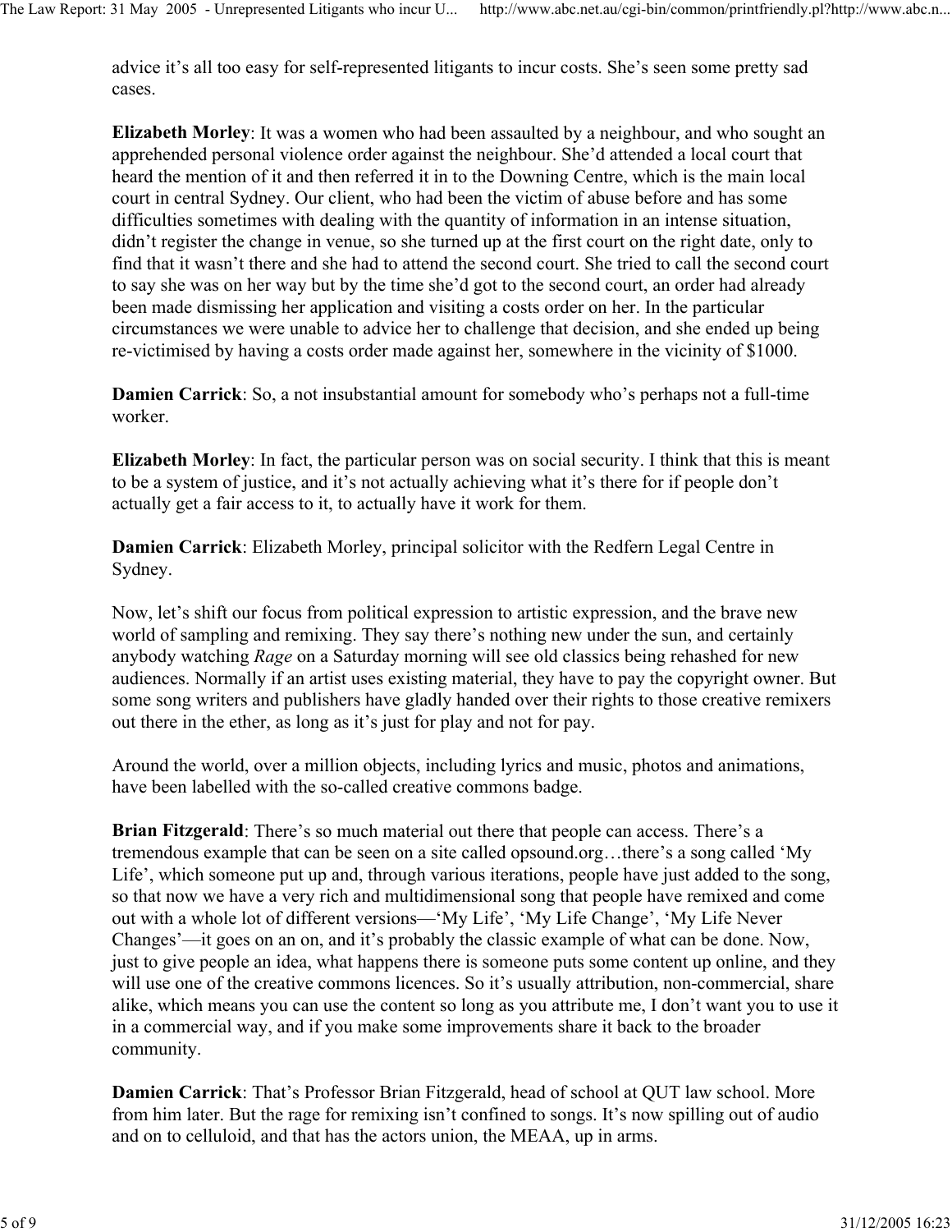advice it's all too easy for self-represented litigants to incur costs. She's seen some pretty sad cases.

**Elizabeth Morley**: It was a women who had been assaulted by a neighbour, and who sought an apprehended personal violence order against the neighbour. She'd attended a local court that heard the mention of it and then referred it in to the Downing Centre, which is the main local court in central Sydney. Our client, who had been the victim of abuse before and has some difficulties sometimes with dealing with the quantity of information in an intense situation, didn't register the change in venue, so she turned up at the first court on the right date, only to find that it wasn't there and she had to attend the second court. She tried to call the second court to say she was on her way but by the time she'd got to the second court, an order had already been made dismissing her application and visiting a costs order on her. In the particular circumstances we were unable to advice her to challenge that decision, and she ended up being re-victimised by having a costs order made against her, somewhere in the vicinity of $1000.

**Damien Carrick**: So, a not insubstantial amount for somebody who's perhaps not a full-time worker.

**Elizabeth Morley**: In fact, the particular person was on social security. I think that this is meant to be a system of justice, and it's not actually achieving what it's there for if people don't actually get a fair access to it, to actually have it work for them.

**Damien Carrick**: Elizabeth Morley, principal solicitor with the Redfern Legal Centre in Sydney.

Now, let's shift our focus from political expression to artistic expression, and the brave new world of sampling and remixing. They say there's nothing new under the sun, and certainly anybody watching *Rage* on a Saturday morning will see old classics being rehashed for new audiences. Normally if an artist uses existing material, they have to pay the copyright owner. But some song writers and publishers have gladly handed over their rights to those creative remixers out there in the ether, as long as it's just for play and not for pay.

Around the world, over a million objects, including lyrics and music, photos and animations, have been labelled with the so-called creative commons badge.

**Brian Fitzgerald**: There's so much material out there that people can access. There's a tremendous example that can be seen on a site called opsound.org…there's a song called 'My Life', which someone put up and, through various iterations, people have just added to the song, so that now we have a very rich and multidimensional song that people have remixed and come out with a whole lot of different versions—'My Life', 'My Life Change', 'My Life Never Changes'—it goes on an on, and it's probably the classic example of what can be done. Now, just to give people an idea, what happens there is someone puts some content up online, and they will use one of the creative commons licences. So it's usually attribution, non-commercial, share alike, which means you can use the content so long as you attribute me, I don't want you to use it in a commercial way, and if you make some improvements share it back to the broader community.

**Damien Carrick**: That's Professor Brian Fitzgerald, head of school at QUT law school. More from him later. But the rage for remixing isn't confined to songs. It's now spilling out of audio and on to celluloid, and that has the actors union, the MEAA, up in arms.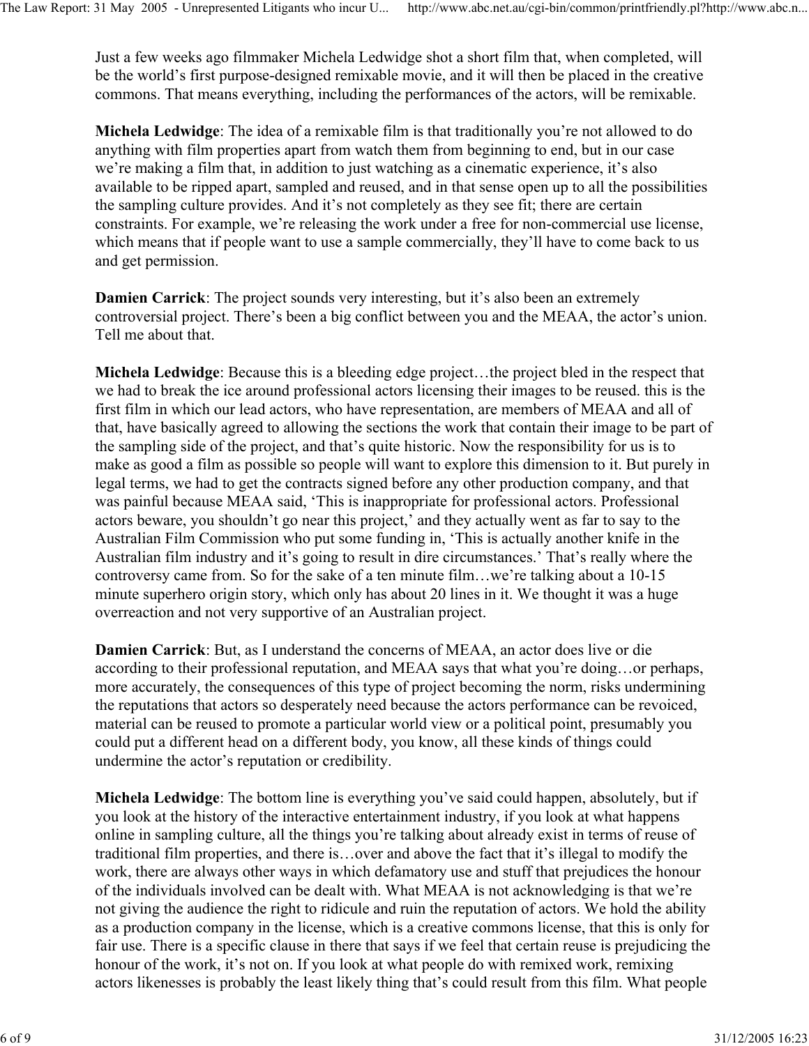Just a few weeks ago filmmaker Michela Ledwidge shot a short film that, when completed, will be the world's first purpose-designed remixable movie, and it will then be placed in the creative commons. That means everything, including the performances of the actors, will be remixable.

**Michela Ledwidge**: The idea of a remixable film is that traditionally you're not allowed to do anything with film properties apart from watch them from beginning to end, but in our case we're making a film that, in addition to just watching as a cinematic experience, it's also available to be ripped apart, sampled and reused, and in that sense open up to all the possibilities the sampling culture provides. And it's not completely as they see fit; there are certain constraints. For example, we're releasing the work under a free for non-commercial use license, which means that if people want to use a sample commercially, they'll have to come back to us and get permission.

**Damien Carrick**: The project sounds very interesting, but it's also been an extremely controversial project. There's been a big conflict between you and the MEAA, the actor's union. Tell me about that.

**Michela Ledwidge**: Because this is a bleeding edge project…the project bled in the respect that we had to break the ice around professional actors licensing their images to be reused. this is the first film in which our lead actors, who have representation, are members of MEAA and all of that, have basically agreed to allowing the sections the work that contain their image to be part of the sampling side of the project, and that's quite historic. Now the responsibility for us is to make as good a film as possible so people will want to explore this dimension to it. But purely in legal terms, we had to get the contracts signed before any other production company, and that was painful because MEAA said, 'This is inappropriate for professional actors. Professional actors beware, you shouldn't go near this project,' and they actually went as far to say to the Australian Film Commission who put some funding in, 'This is actually another knife in the Australian film industry and it's going to result in dire circumstances.' That's really where the controversy came from. So for the sake of a ten minute film…we're talking about a 10-15 minute superhero origin story, which only has about 20 lines in it. We thought it was a huge overreaction and not very supportive of an Australian project.

**Damien Carrick**: But, as I understand the concerns of MEAA, an actor does live or die according to their professional reputation, and MEAA says that what you're doing…or perhaps, more accurately, the consequences of this type of project becoming the norm, risks undermining the reputations that actors so desperately need because the actors performance can be revoiced, material can be reused to promote a particular world view or a political point, presumably you could put a different head on a different body, you know, all these kinds of things could undermine the actor's reputation or credibility.

**Michela Ledwidge**: The bottom line is everything you've said could happen, absolutely, but if you look at the history of the interactive entertainment industry, if you look at what happens online in sampling culture, all the things you're talking about already exist in terms of reuse of traditional film properties, and there is…over and above the fact that it's illegal to modify the work, there are always other ways in which defamatory use and stuff that prejudices the honour of the individuals involved can be dealt with. What MEAA is not acknowledging is that we're not giving the audience the right to ridicule and ruin the reputation of actors. We hold the ability as a production company in the license, which is a creative commons license, that this is only for fair use. There is a specific clause in there that says if we feel that certain reuse is prejudicing the honour of the work, it's not on. If you look at what people do with remixed work, remixing actors likenesses is probably the least likely thing that's could result from this film. What people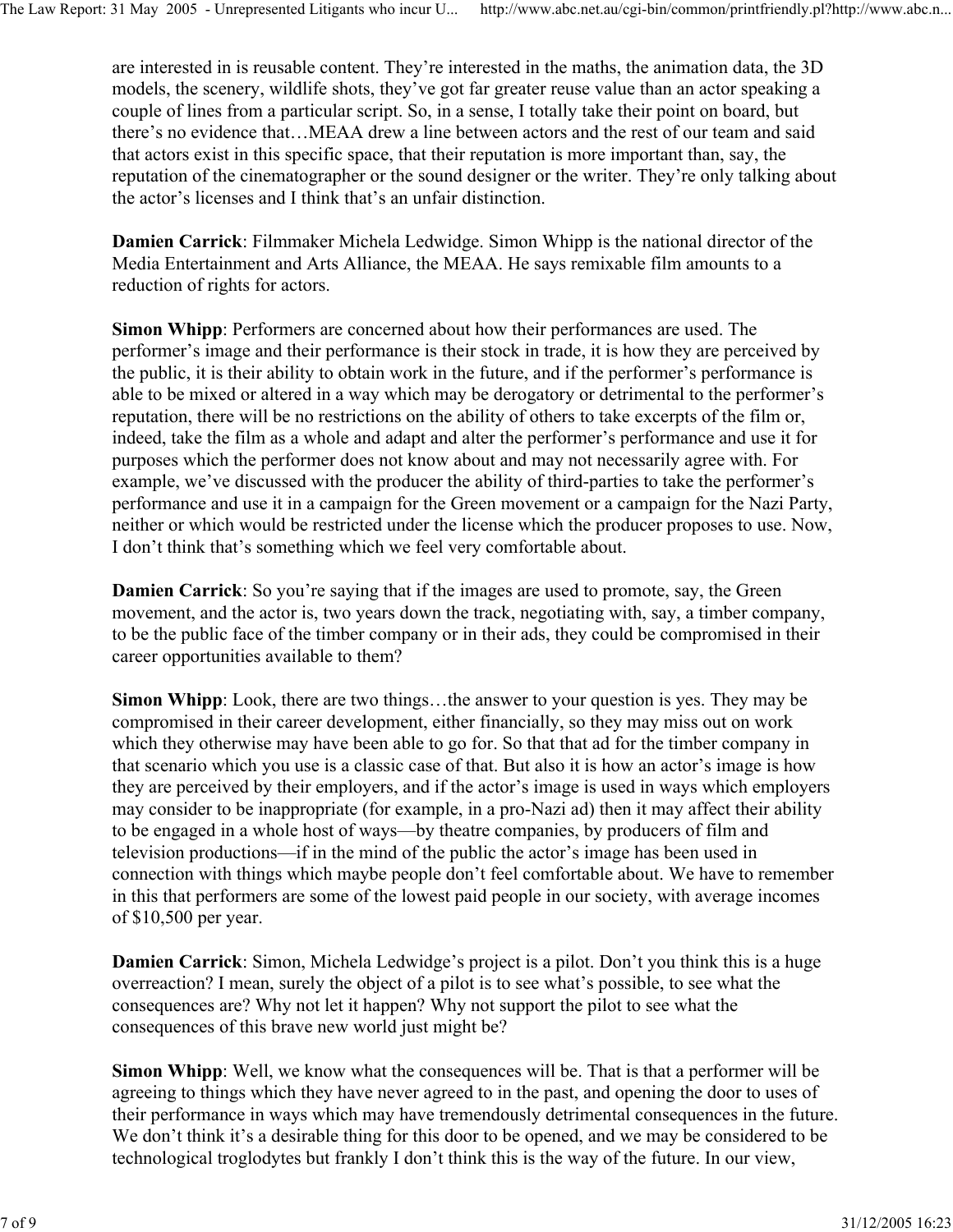are interested in is reusable content. They're interested in the maths, the animation data, the 3D models, the scenery, wildlife shots, they've got far greater reuse value than an actor speaking a couple of lines from a particular script. So, in a sense, I totally take their point on board, but there's no evidence that…MEAA drew a line between actors and the rest of our team and said that actors exist in this specific space, that their reputation is more important than, say, the reputation of the cinematographer or the sound designer or the writer. They're only talking about the actor's licenses and I think that's an unfair distinction.

**Damien Carrick**: Filmmaker Michela Ledwidge. Simon Whipp is the national director of the Media Entertainment and Arts Alliance, the MEAA. He says remixable film amounts to a reduction of rights for actors.

**Simon Whipp**: Performers are concerned about how their performances are used. The performer's image and their performance is their stock in trade, it is how they are perceived by the public, it is their ability to obtain work in the future, and if the performer's performance is able to be mixed or altered in a way which may be derogatory or detrimental to the performer's reputation, there will be no restrictions on the ability of others to take excerpts of the film or, indeed, take the film as a whole and adapt and alter the performer's performance and use it for purposes which the performer does not know about and may not necessarily agree with. For example, we've discussed with the producer the ability of third-parties to take the performer's performance and use it in a campaign for the Green movement or a campaign for the Nazi Party, neither or which would be restricted under the license which the producer proposes to use. Now, I don't think that's something which we feel very comfortable about.

**Damien Carrick**: So you're saying that if the images are used to promote, say, the Green movement, and the actor is, two years down the track, negotiating with, say, a timber company, to be the public face of the timber company or in their ads, they could be compromised in their career opportunities available to them?

**Simon Whipp**: Look, there are two things…the answer to your question is yes. They may be compromised in their career development, either financially, so they may miss out on work which they otherwise may have been able to go for. So that that ad for the timber company in that scenario which you use is a classic case of that. But also it is how an actor's image is how they are perceived by their employers, and if the actor's image is used in ways which employers may consider to be inappropriate (for example, in a pro-Nazi ad) then it may affect their ability to be engaged in a whole host of ways—by theatre companies, by producers of film and television productions—if in the mind of the public the actor's image has been used in connection with things which maybe people don't feel comfortable about. We have to remember in this that performers are some of the lowest paid people in our society, with average incomes of $10,500 per year.

**Damien Carrick**: Simon, Michela Ledwidge's project is a pilot. Don't you think this is a huge overreaction? I mean, surely the object of a pilot is to see what's possible, to see what the consequences are? Why not let it happen? Why not support the pilot to see what the consequences of this brave new world just might be?

**Simon Whipp**: Well, we know what the consequences will be. That is that a performer will be agreeing to things which they have never agreed to in the past, and opening the door to uses of their performance in ways which may have tremendously detrimental consequences in the future. We don't think it's a desirable thing for this door to be opened, and we may be considered to be technological troglodytes but frankly I don't think this is the way of the future. In our view,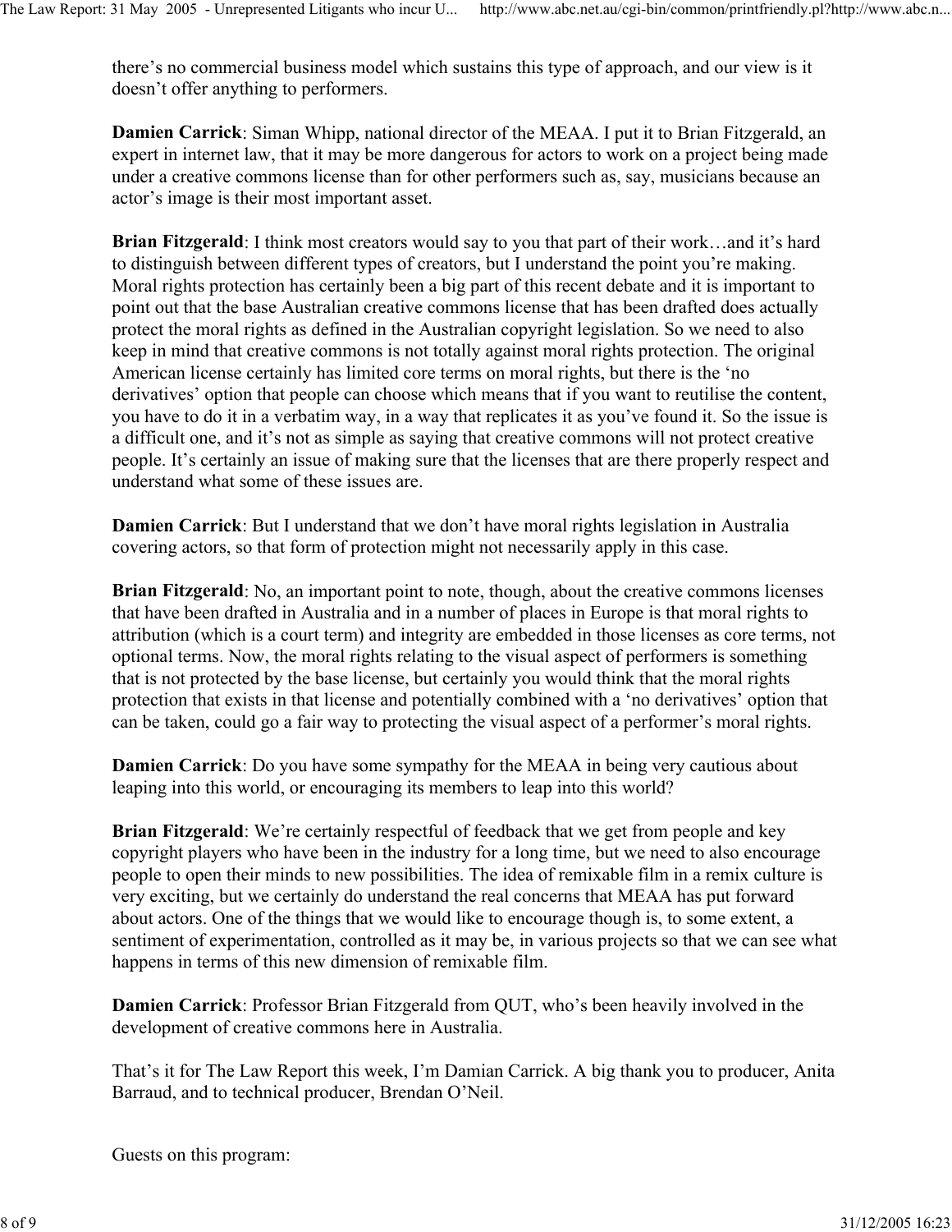there's no commercial business model which sustains this type of approach, and our view is it doesn't offer anything to performers.

**Damien Carrick**: Siman Whipp, national director of the MEAA. I put it to Brian Fitzgerald, an expert in internet law, that it may be more dangerous for actors to work on a project being made under a creative commons license than for other performers such as, say, musicians because an actor's image is their most important asset.

**Brian Fitzgerald**: I think most creators would say to you that part of their work…and it's hard to distinguish between different types of creators, but I understand the point you're making. Moral rights protection has certainly been a big part of this recent debate and it is important to point out that the base Australian creative commons license that has been drafted does actually protect the moral rights as defined in the Australian copyright legislation. So we need to also keep in mind that creative commons is not totally against moral rights protection. The original American license certainly has limited core terms on moral rights, but there is the 'no derivatives' option that people can choose which means that if you want to reutilise the content, you have to do it in a verbatim way, in a way that replicates it as you've found it. So the issue is a difficult one, and it's not as simple as saying that creative commons will not protect creative people. It's certainly an issue of making sure that the licenses that are there properly respect and understand what some of these issues are.

**Damien Carrick**: But I understand that we don't have moral rights legislation in Australia covering actors, so that form of protection might not necessarily apply in this case.

**Brian Fitzgerald**: No, an important point to note, though, about the creative commons licenses that have been drafted in Australia and in a number of places in Europe is that moral rights to attribution (which is a court term) and integrity are embedded in those licenses as core terms, not optional terms. Now, the moral rights relating to the visual aspect of performers is something that is not protected by the base license, but certainly you would think that the moral rights protection that exists in that license and potentially combined with a 'no derivatives' option that can be taken, could go a fair way to protecting the visual aspect of a performer's moral rights.

**Damien Carrick**: Do you have some sympathy for the MEAA in being very cautious about leaping into this world, or encouraging its members to leap into this world?

**Brian Fitzgerald**: We're certainly respectful of feedback that we get from people and key copyright players who have been in the industry for a long time, but we need to also encourage people to open their minds to new possibilities. The idea of remixable film in a remix culture is very exciting, but we certainly do understand the real concerns that MEAA has put forward about actors. One of the things that we would like to encourage though is, to some extent, a sentiment of experimentation, controlled as it may be, in various projects so that we can see what happens in terms of this new dimension of remixable film.

**Damien Carrick**: Professor Brian Fitzgerald from QUT, who's been heavily involved in the development of creative commons here in Australia.

That's it for The Law Report this week, I'm Damian Carrick. A big thank you to producer, Anita Barraud, and to technical producer, Brendan O'Neil.

Guests on this program: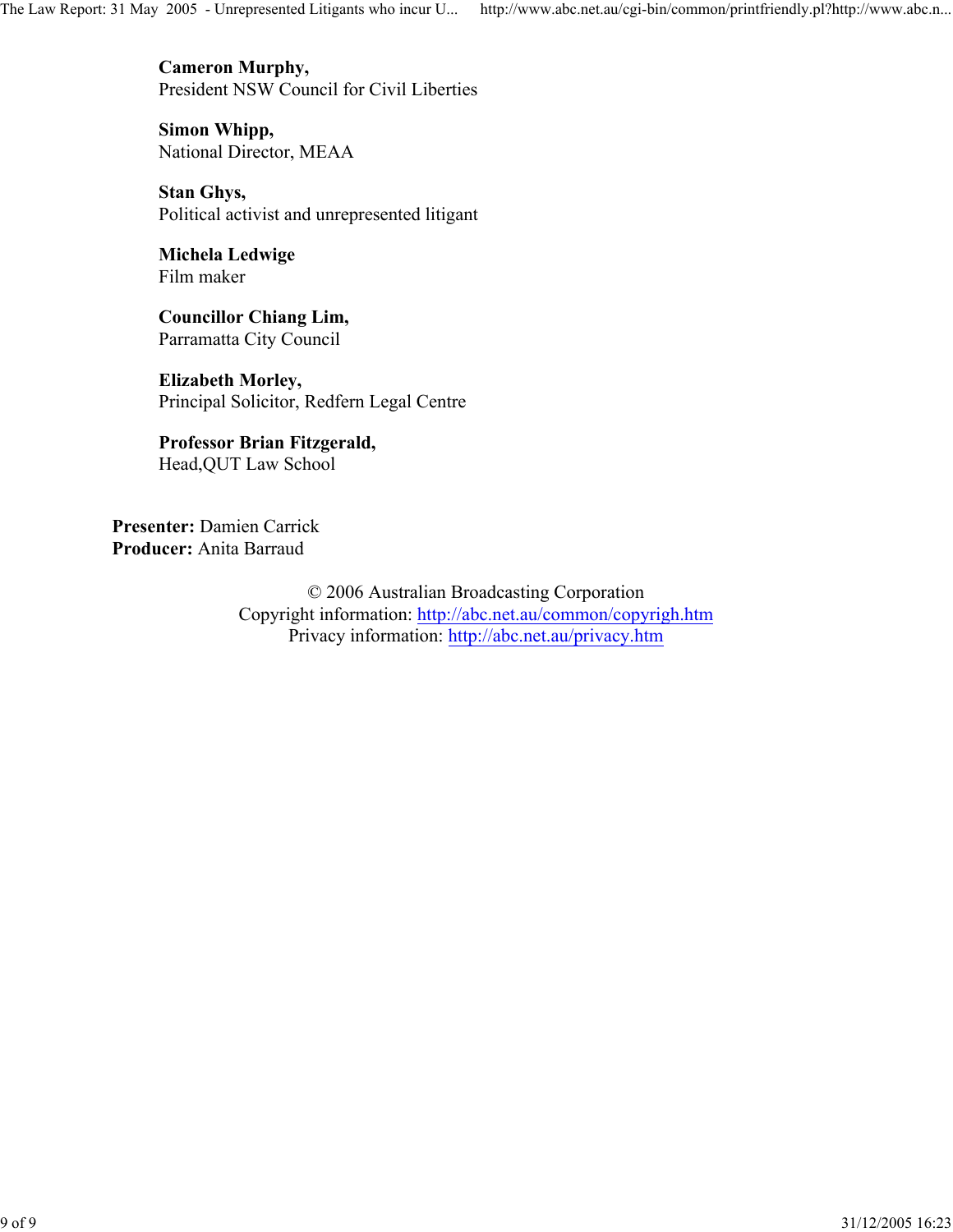**Cameron Murphy,**
President NSW Council for Civil Liberties

**Simon Whipp,**
National Director, MEAA

**Stan Ghys,**
Political activist and unrepresented litigant

**Michela Ledwige**
Film maker

**Councillor Chiang Lim,**
Parramatta City Council

**Elizabeth Morley,**
Principal Solicitor, Redfern Legal Centre

**Professor Brian Fitzgerald,**
Head,QUT Law School

**Presenter:** Damien Carrick
**Producer:** Anita Barraud

© 2006 Australian Broadcasting Corporation
Copyright information: http://abc.net.au/common/copyrigh.htm
Privacy information: http://abc.net.au/privacy.htm